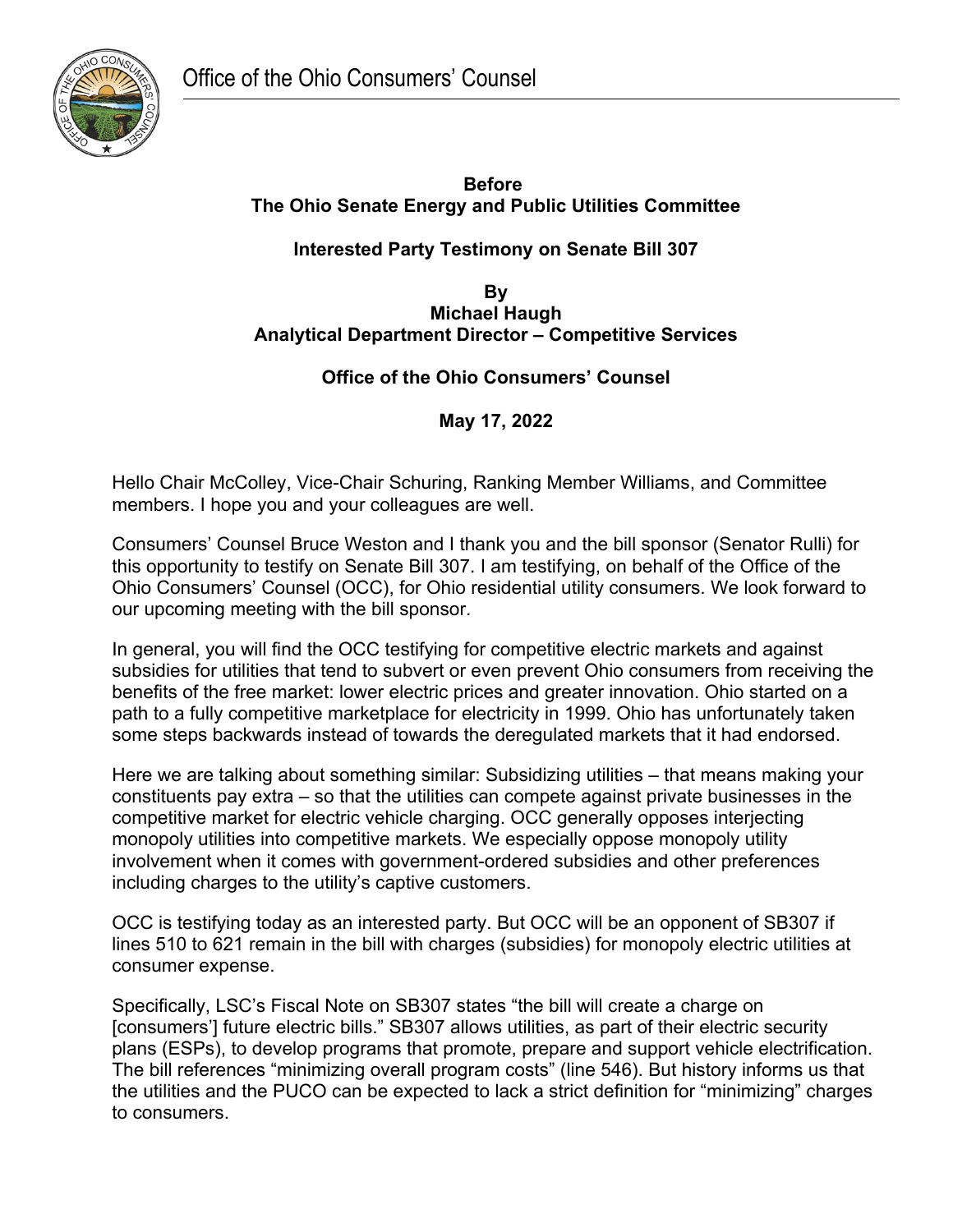Office of the Ohio Consumers' Counsel

**Before**
**The Ohio Senate Energy and Public Utilities Committee**

**Interested Party Testimony on Senate Bill 307**

**By**
**Michael Haugh**
**Analytical Department Director – Competitive Services**

**Office of the Ohio Consumers' Counsel**

**May 17, 2022**

Hello Chair McColley, Vice-Chair Schuring, Ranking Member Williams, and Committee members. I hope you and your colleagues are well.

Consumers' Counsel Bruce Weston and I thank you and the bill sponsor (Senator Rulli) for this opportunity to testify on Senate Bill 307. I am testifying, on behalf of the Office of the Ohio Consumers' Counsel (OCC), for Ohio residential utility consumers. We look forward to our upcoming meeting with the bill sponsor.

In general, you will find the OCC testifying for competitive electric markets and against subsidies for utilities that tend to subvert or even prevent Ohio consumers from receiving the benefits of the free market: lower electric prices and greater innovation. Ohio started on a path to a fully competitive marketplace for electricity in 1999. Ohio has unfortunately taken some steps backwards instead of towards the deregulated markets that it had endorsed.

Here we are talking about something similar: Subsidizing utilities – that means making your constituents pay extra – so that the utilities can compete against private businesses in the competitive market for electric vehicle charging. OCC generally opposes interjecting monopoly utilities into competitive markets. We especially oppose monopoly utility involvement when it comes with government-ordered subsidies and other preferences including charges to the utility's captive customers.

OCC is testifying today as an interested party. But OCC will be an opponent of SB307 if lines 510 to 621 remain in the bill with charges (subsidies) for monopoly electric utilities at consumer expense.

Specifically, LSC's Fiscal Note on SB307 states "the bill will create a charge on [consumers'] future electric bills." SB307 allows utilities, as part of their electric security plans (ESPs), to develop programs that promote, prepare and support vehicle electrification. The bill references "minimizing overall program costs" (line 546). But history informs us that the utilities and the PUCO can be expected to lack a strict definition for "minimizing" charges to consumers.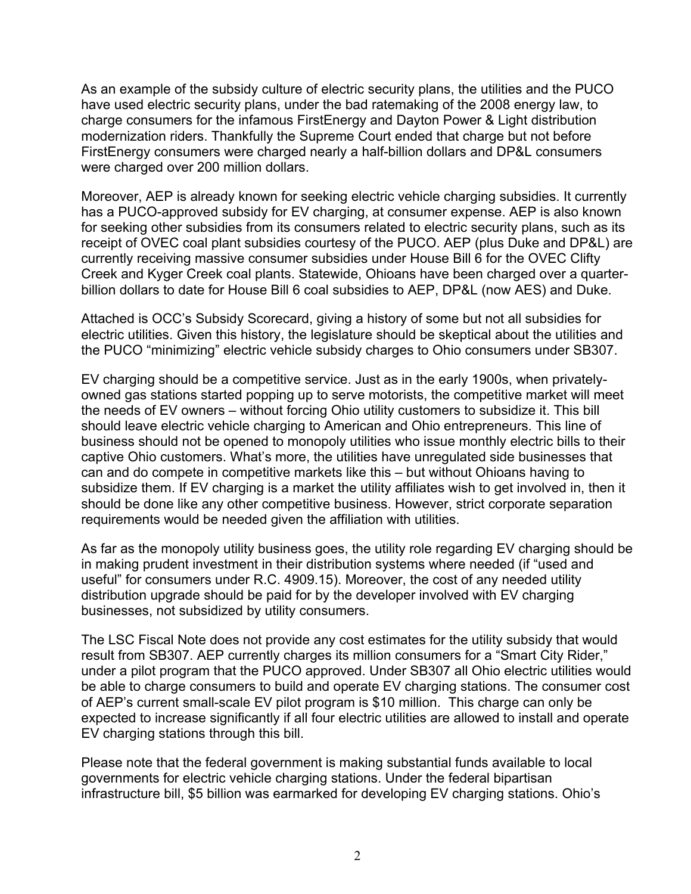As an example of the subsidy culture of electric security plans, the utilities and the PUCO have used electric security plans, under the bad ratemaking of the 2008 energy law, to charge consumers for the infamous FirstEnergy and Dayton Power & Light distribution modernization riders. Thankfully the Supreme Court ended that charge but not before FirstEnergy consumers were charged nearly a half-billion dollars and DP&L consumers were charged over 200 million dollars.

Moreover, AEP is already known for seeking electric vehicle charging subsidies. It currently has a PUCO-approved subsidy for EV charging, at consumer expense. AEP is also known for seeking other subsidies from its consumers related to electric security plans, such as its receipt of OVEC coal plant subsidies courtesy of the PUCO. AEP (plus Duke and DP&L) are currently receiving massive consumer subsidies under House Bill 6 for the OVEC Clifty Creek and Kyger Creek coal plants. Statewide, Ohioans have been charged over a quarter-billion dollars to date for House Bill 6 coal subsidies to AEP, DP&L (now AES) and Duke.

Attached is OCC's Subsidy Scorecard, giving a history of some but not all subsidies for electric utilities. Given this history, the legislature should be skeptical about the utilities and the PUCO "minimizing" electric vehicle subsidy charges to Ohio consumers under SB307.

EV charging should be a competitive service. Just as in the early 1900s, when privately-owned gas stations started popping up to serve motorists, the competitive market will meet the needs of EV owners – without forcing Ohio utility customers to subsidize it. This bill should leave electric vehicle charging to American and Ohio entrepreneurs. This line of business should not be opened to monopoly utilities who issue monthly electric bills to their captive Ohio customers. What's more, the utilities have unregulated side businesses that can and do compete in competitive markets like this – but without Ohioans having to subsidize them. If EV charging is a market the utility affiliates wish to get involved in, then it should be done like any other competitive business. However, strict corporate separation requirements would be needed given the affiliation with utilities.

As far as the monopoly utility business goes, the utility role regarding EV charging should be in making prudent investment in their distribution systems where needed (if "used and useful" for consumers under R.C. 4909.15). Moreover, the cost of any needed utility distribution upgrade should be paid for by the developer involved with EV charging businesses, not subsidized by utility consumers.

The LSC Fiscal Note does not provide any cost estimates for the utility subsidy that would result from SB307. AEP currently charges its million consumers for a "Smart City Rider," under a pilot program that the PUCO approved. Under SB307 all Ohio electric utilities would be able to charge consumers to build and operate EV charging stations. The consumer cost of AEP's current small-scale EV pilot program is $10 million. This charge can only be expected to increase significantly if all four electric utilities are allowed to install and operate EV charging stations through this bill.

Please note that the federal government is making substantial funds available to local governments for electric vehicle charging stations. Under the federal bipartisan infrastructure bill, $5 billion was earmarked for developing EV charging stations. Ohio's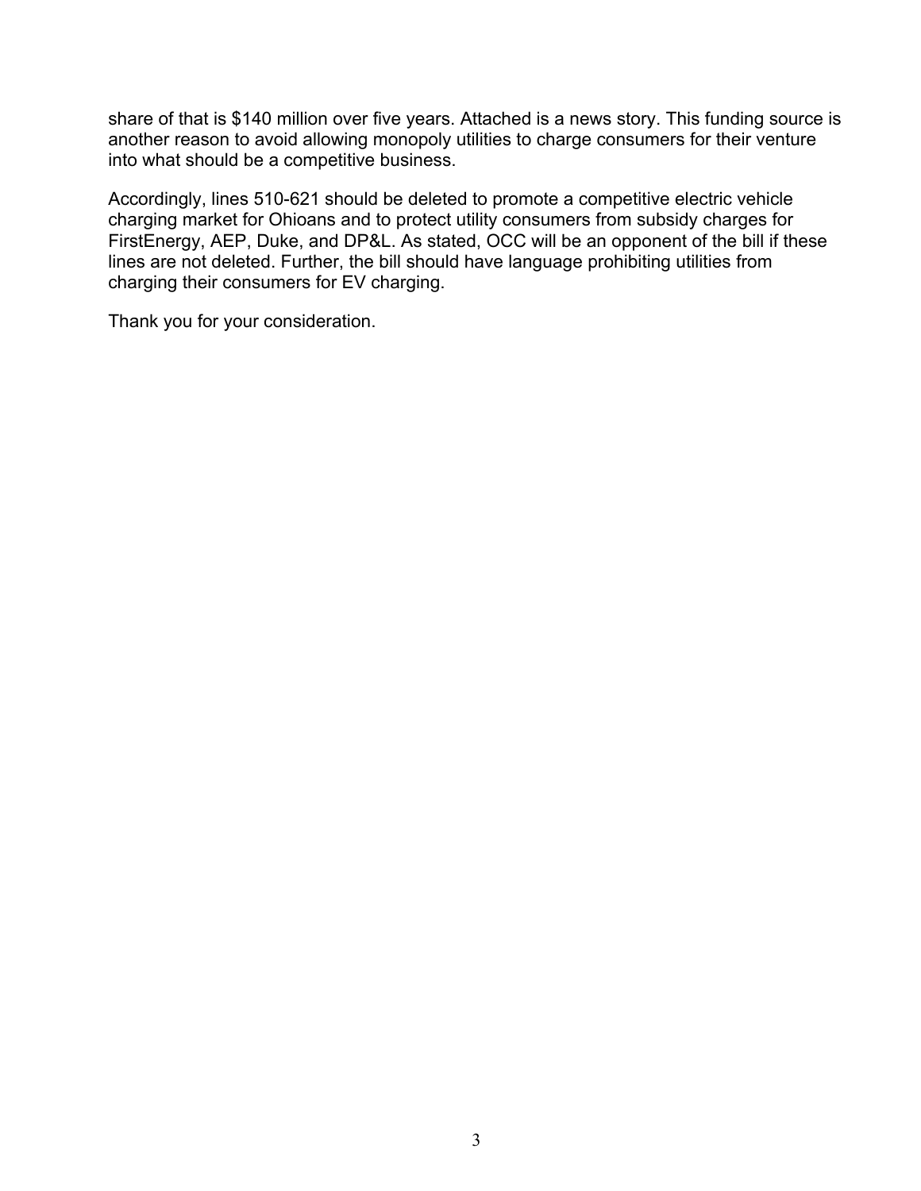share of that is $140 million over five years. Attached is a news story. This funding source is another reason to avoid allowing monopoly utilities to charge consumers for their venture into what should be a competitive business.

Accordingly, lines 510-621 should be deleted to promote a competitive electric vehicle charging market for Ohioans and to protect utility consumers from subsidy charges for FirstEnergy, AEP, Duke, and DP&L. As stated, OCC will be an opponent of the bill if these lines are not deleted. Further, the bill should have language prohibiting utilities from charging their consumers for EV charging.

Thank you for your consideration.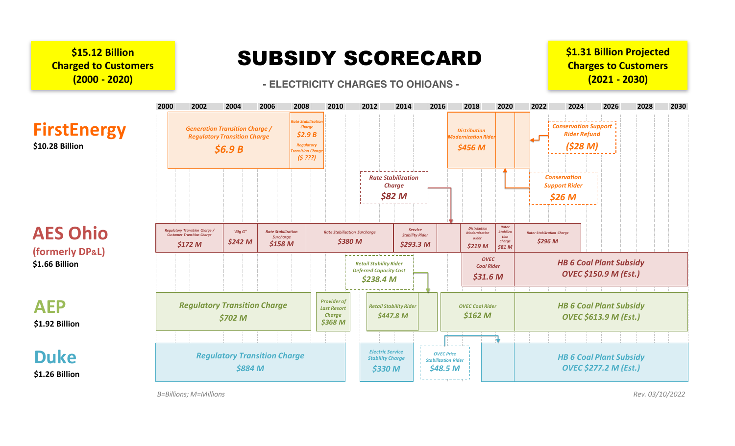# SUBSIDY SCORECARD

**- ELECTRICITY CHARGES TO OHIOANS -**

**$15.12 Billion Charged to Customers (2000 - 2020)**

**$1.31 Billion Projected Charges to Customers (2021 - 2030)**

2000 2002 2004 2006 2008 2010 2012 2014 2016 2018 2020 2022 2024 2026 2028 2030

## FirstEnergy

**$10.28 Billion**

*Generation Transition Charge / Regulatory Transition Charge*
*$6.9 B*

*Rate Stabilization Charge*
*$2.9 B*

*Regulatory Transition Charge*
*($ ???)*

*Rate Stabilization Charge*
*$82 M*

*Distribution Modernization Rider*
*$456 M*

*Conservation Support Rider Refund*
*($28 M)*

*Conservation Support Rider*
*$26 M*

## AES Ohio

**(formerly DP&L)**

**$1.66 Billion**

*Regulatory Transition Charge / Customer Transition Charge*
*$172 M*

*"Big G"*
*$242 M*

*Rate Stabilization Surcharge*
*$158 M*

*Rate Stabilization Surcharge*
*$380 M*

*Service Stability Rider*
*$293.3 M*

*Distribution Modernization Rider*
*$219 M*

*Rater Stabilization Charge*
*$81 M*

*Rater Stabilization Charge*
*$296 M*

*OVEC Coal Rider*
*$31.6 M*

*HB 6 Coal Plant Subsidy*
*OVEC $150.9 M (Est.)*

## AEP

**$1.92 Billion**

*Regulatory Transition Charge*
*$702 M*

*Provider of Last Resort Charge*
*$368 M*

*Retail Stability Rider Deferred Capacity Cost*
*$238.4 M*

*Retail Stability Rider*
*$447.8 M*

*OVEC Coal Rider*
*$162 M*

*HB 6 Coal Plant Subsidy*
*OVEC $613.9 M (Est.)*

## Duke

**$1.26 Billion**

*Regulatory Transition Charge*
*$884 M*

*Electric Service Stability Charge*
*$330 M*

*OVEC Price Stabilization Rider*
*$48.5 M*

*HB 6 Coal Plant Subsidy*
*OVEC $277.2 M (Est.)*

*B=Billions; M=Millions*

*Rev. 03/10/2022*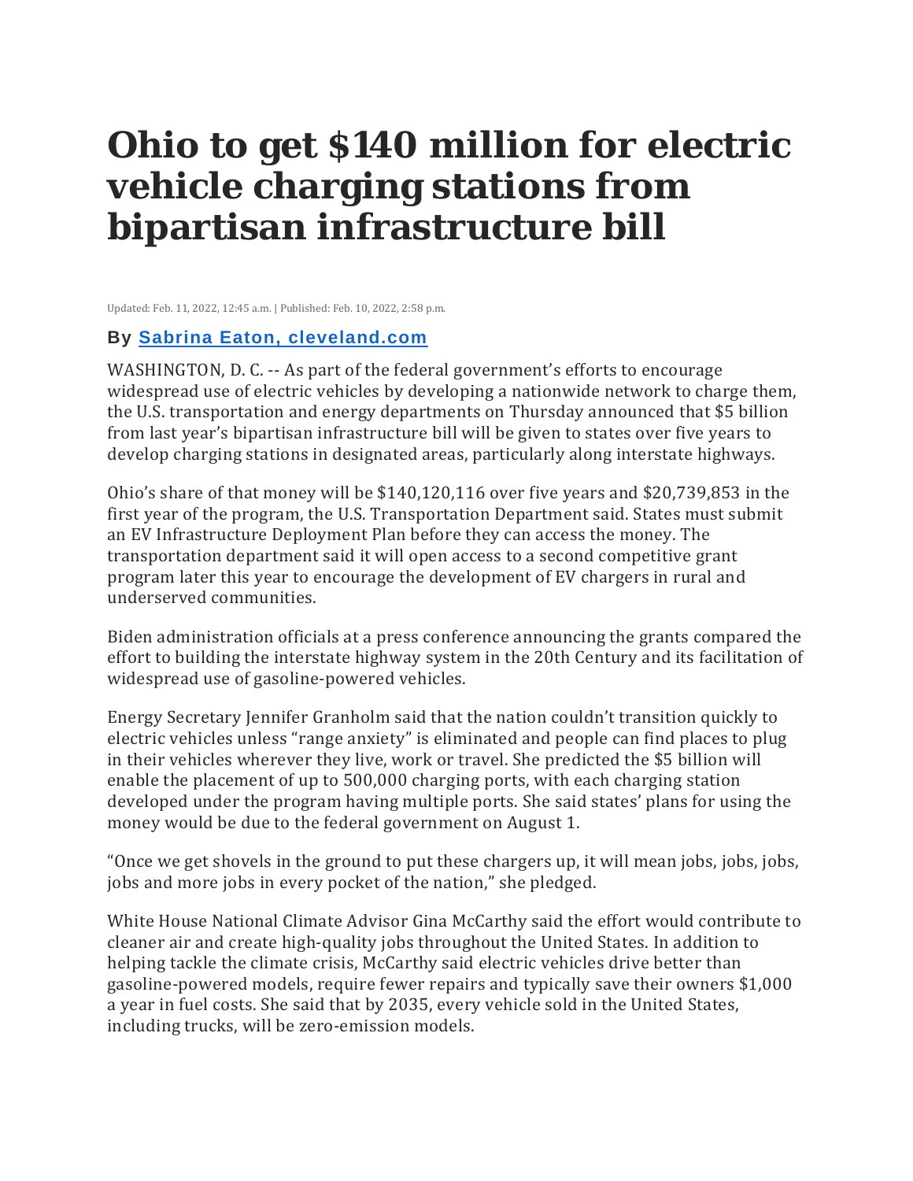# Ohio to get $140 million for electric vehicle charging stations from bipartisan infrastructure bill

Updated: Feb. 11, 2022, 12:45 a.m. | Published: Feb. 10, 2022, 2:58 p.m.

**By Sabrina Eaton, cleveland.com**

WASHINGTON, D. C. -- As part of the federal government's efforts to encourage widespread use of electric vehicles by developing a nationwide network to charge them, the U.S. transportation and energy departments on Thursday announced that $5 billion from last year's bipartisan infrastructure bill will be given to states over five years to develop charging stations in designated areas, particularly along interstate highways.

Ohio's share of that money will be $140,120,116 over five years and $20,739,853 in the first year of the program, the U.S. Transportation Department said. States must submit an EV Infrastructure Deployment Plan before they can access the money. The transportation department said it will open access to a second competitive grant program later this year to encourage the development of EV chargers in rural and underserved communities.

Biden administration officials at a press conference announcing the grants compared the effort to building the interstate highway system in the 20th Century and its facilitation of widespread use of gasoline-powered vehicles.

Energy Secretary Jennifer Granholm said that the nation couldn't transition quickly to electric vehicles unless "range anxiety" is eliminated and people can find places to plug in their vehicles wherever they live, work or travel. She predicted the $5 billion will enable the placement of up to 500,000 charging ports, with each charging station developed under the program having multiple ports. She said states' plans for using the money would be due to the federal government on August 1.

"Once we get shovels in the ground to put these chargers up, it will mean jobs, jobs, jobs, jobs and more jobs in every pocket of the nation," she pledged.

White House National Climate Advisor Gina McCarthy said the effort would contribute to cleaner air and create high-quality jobs throughout the United States. In addition to helping tackle the climate crisis, McCarthy said electric vehicles drive better than gasoline-powered models, require fewer repairs and typically save their owners $1,000 a year in fuel costs. She said that by 2035, every vehicle sold in the United States, including trucks, will be zero-emission models.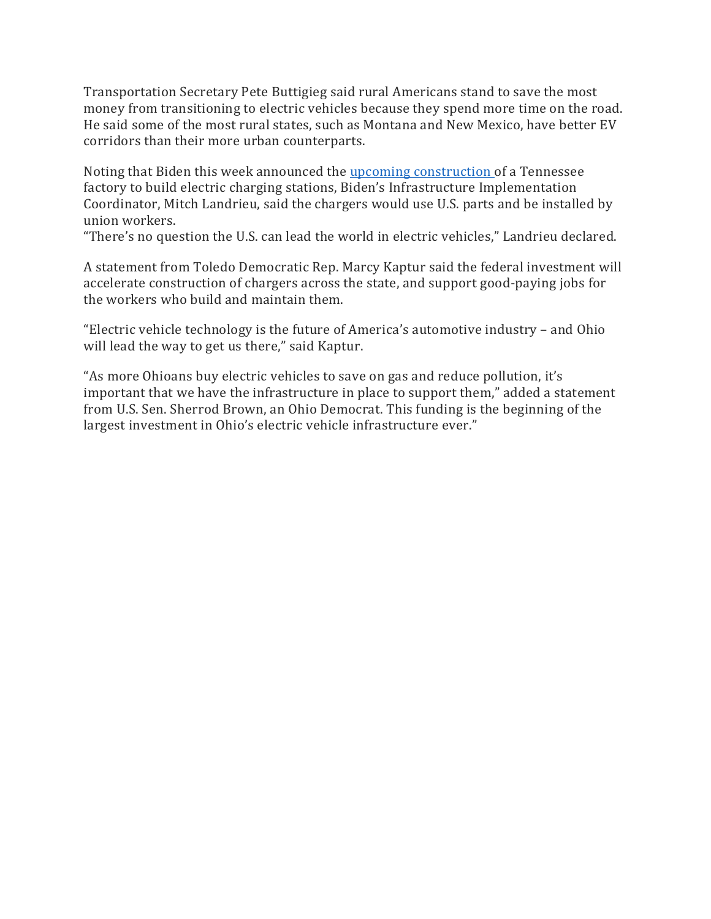Transportation Secretary Pete Buttigieg said rural Americans stand to save the most money from transitioning to electric vehicles because they spend more time on the road. He said some of the most rural states, such as Montana and New Mexico, have better EV corridors than their more urban counterparts.

Noting that Biden this week announced the upcoming construction of a Tennessee factory to build electric charging stations, Biden's Infrastructure Implementation Coordinator, Mitch Landrieu, said the chargers would use U.S. parts and be installed by union workers.
"There's no question the U.S. can lead the world in electric vehicles," Landrieu declared.

A statement from Toledo Democratic Rep. Marcy Kaptur said the federal investment will accelerate construction of chargers across the state, and support good-paying jobs for the workers who build and maintain them.

"Electric vehicle technology is the future of America's automotive industry – and Ohio will lead the way to get us there," said Kaptur.

"As more Ohioans buy electric vehicles to save on gas and reduce pollution, it's important that we have the infrastructure in place to support them," added a statement from U.S. Sen. Sherrod Brown, an Ohio Democrat. This funding is the beginning of the largest investment in Ohio's electric vehicle infrastructure ever."